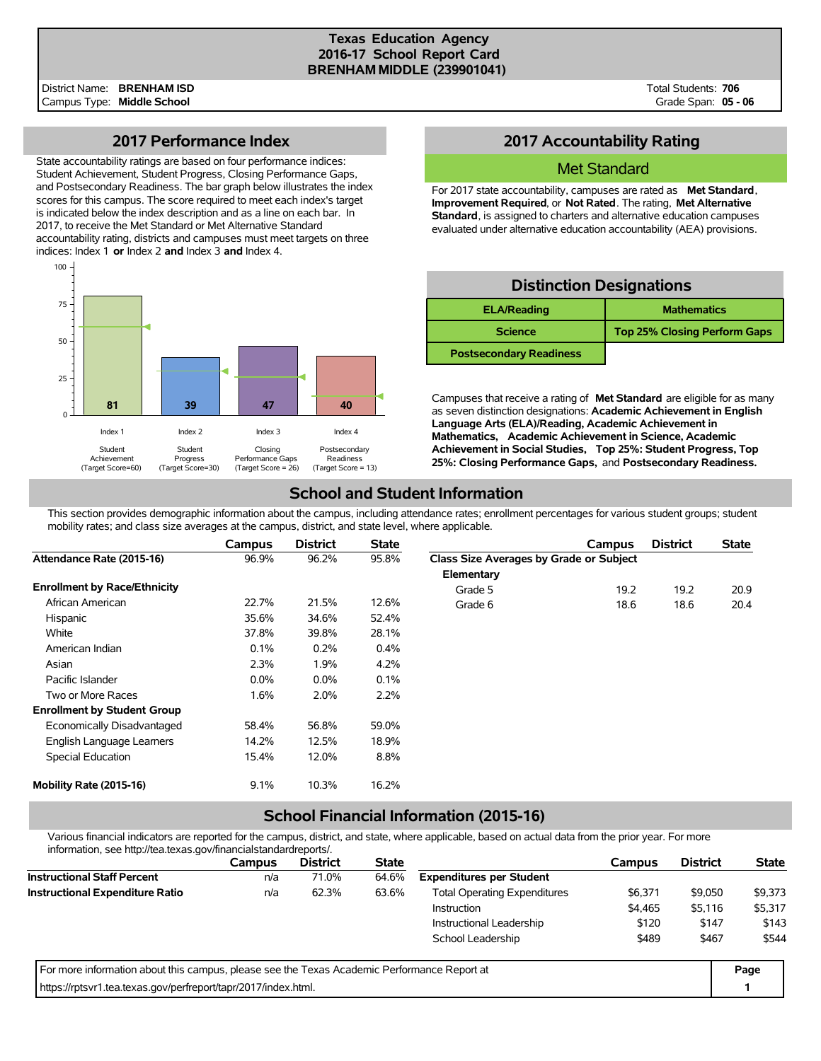# Texas Education Agency
## 2016-17 School Report Card
## BRENHAM MIDDLE (239901041)

District Name: **BRENHAM ISD**
Campus Type: **Middle School**

Total Students: **706**
Grade Span: **05 - 06**

## 2017 Performance Index

State accountability ratings are based on four performance indices: Student Achievement, Student Progress, Closing Performance Gaps, and Postsecondary Readiness. The bar graph below illustrates the index scores for this campus. The score required to meet each index's target is indicated below the index description and as a line on each bar. In 2017, to receive the Met Standard or Met Alternative Standard accountability rating, districts and campuses must meet targets on three indices: Index 1 **or** Index 2 **and** Index 3 **and** Index 4.

| Index | Description | Target Score | Score |
|---|---|---|---|
| Index 1 | Student Achievement | 60 | 81 |
| Index 2 | Student Progress | 30 | 39 |
| Index 3 | Closing Performance Gaps | 26 | 47 |
| Index 4 | Postsecondary Readiness | 13 | 40 |

## 2017 Accountability Rating

### Met Standard

For 2017 state accountability, campuses are rated as **Met Standard**, **Improvement Required**, or **Not Rated**. The rating, **Met Alternative Standard**, is assigned to charters and alternative education campuses evaluated under alternative education accountability (AEA) provisions.

## Distinction Designations

| | |
|---|---|
| **ELA/Reading** | **Mathematics** |
| **Science** | **Top 25% Closing Perform Gaps** |
| **Postsecondary Readiness** | |

Campuses that receive a rating of **Met Standard** are eligible for as many as seven distinction designations: **Academic Achievement in English Language Arts (ELA)/Reading, Academic Achievement in Mathematics, Academic Achievement in Science, Academic Achievement in Social Studies, Top 25%: Student Progress, Top 25%: Closing Performance Gaps,** and **Postsecondary Readiness.**

## School and Student Information

This section provides demographic information about the campus, including attendance rates; enrollment percentages for various student groups; student mobility rates; and class size averages at the campus, district, and state level, where applicable.

| | Campus | District | State |
|---|---|---|---|
| **Attendance Rate (2015-16)** | 96.9% | 96.2% | 95.8% |
| **Enrollment by Race/Ethnicity** | | | |
| African American | 22.7% | 21.5% | 12.6% |
| Hispanic | 35.6% | 34.6% | 52.4% |
| White | 37.8% | 39.8% | 28.1% |
| American Indian | 0.1% | 0.2% | 0.4% |
| Asian | 2.3% | 1.9% | 4.2% |
| Pacific Islander | 0.0% | 0.0% | 0.1% |
| Two or More Races | 1.6% | 2.0% | 2.2% |
| **Enrollment by Student Group** | | | |
| Economically Disadvantaged | 58.4% | 56.8% | 59.0% |
| English Language Learners | 14.2% | 12.5% | 18.9% |
| Special Education | 15.4% | 12.0% | 8.8% |
| **Mobility Rate (2015-16)** | 9.1% | 10.3% | 16.2% |

| | Campus | District | State |
|---|---|---|---|
| **Class Size Averages by Grade or Subject** | | | |
| **Elementary** | | | |
| Grade 5 | 19.2 | 19.2 | 20.9 |
| Grade 6 | 18.6 | 18.6 | 20.4 |

## School Financial Information (2015-16)

Various financial indicators are reported for the campus, district, and state, where applicable, based on actual data from the prior year. For more information, see http://tea.texas.gov/financialstandardreports/.

| | Campus | District | State |
|---|---|---|---|
| **Instructional Staff Percent** | n/a | 71.0% | 64.6% |
| **Instructional Expenditure Ratio** | n/a | 62.3% | 63.6% |

| | Campus | District | State |
|---|---|---|---|
| **Expenditures per Student** | | | |
| Total Operating Expenditures | $6,371 | $9,050 | $9,373 |
| Instruction | $4,465 | $5,116 | $5,317 |
| Instructional Leadership | $120 | $147 | $143 |
| School Leadership | $489 | $467 | $544 |

For more information about this campus, please see the Texas Academic Performance Report at https://rptsvr1.tea.texas.gov/perfreport/tapr/2017/index.html.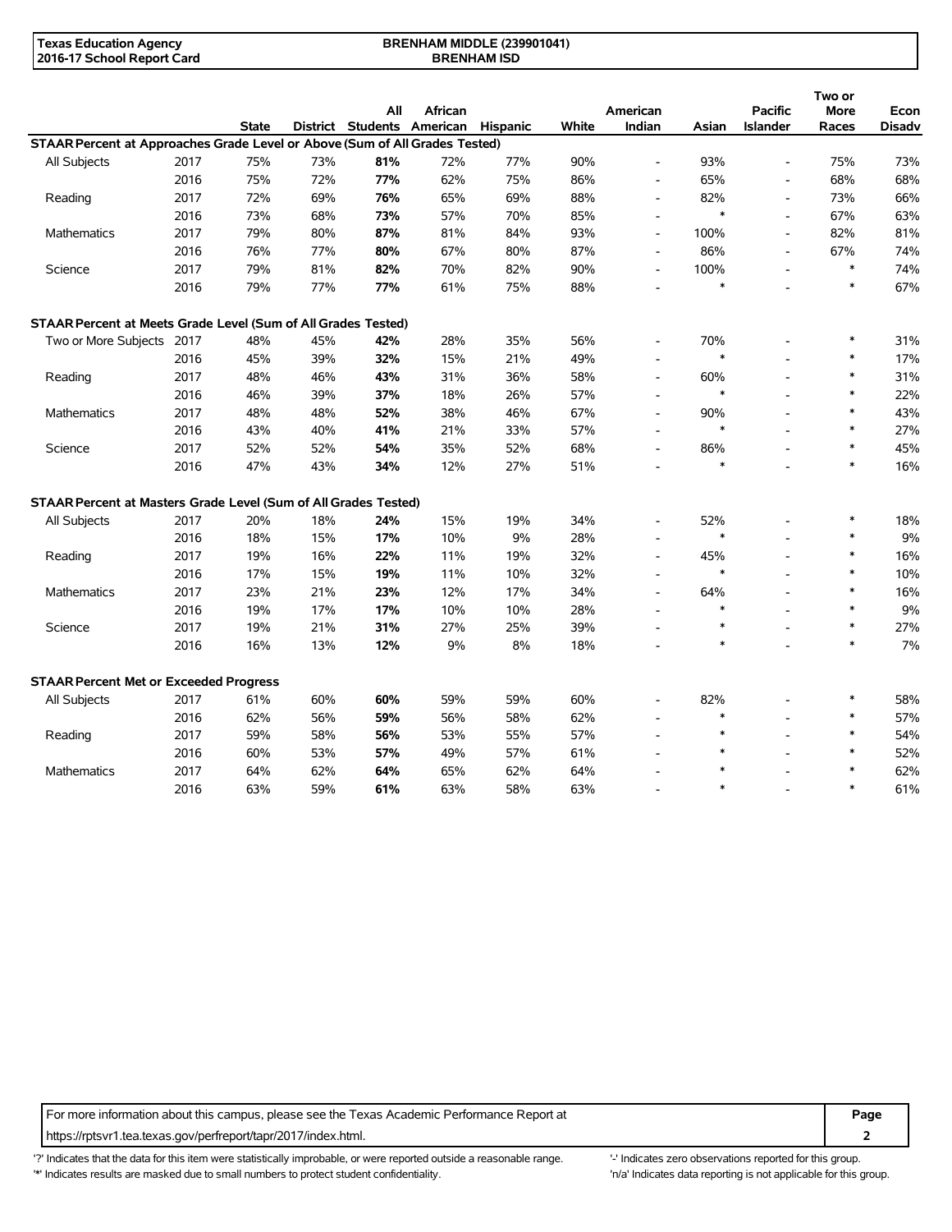| | | State | District | All Students | African American | Hispanic | White | American Indian | Asian | Pacific Islander | Two or More Races | Econ Disadv |
|---|---|---|---|---|---|---|---|---|---|---|---|---|
| **STAAR Percent at Approaches Grade Level or Above (Sum of All Grades Tested)** | | | | | | | | | | | | |
| All Subjects | 2017 | 75% | 73% | **81%** | 72% | 77% | 90% | - | 93% | - | 75% | 73% |
| | 2016 | 75% | 72% | **77%** | 62% | 75% | 86% | - | 65% | - | 68% | 68% |
| Reading | 2017 | 72% | 69% | **76%** | 65% | 69% | 88% | - | 82% | - | 73% | 66% |
| | 2016 | 73% | 68% | **73%** | 57% | 70% | 85% | - | * | - | 67% | 63% |
| Mathematics | 2017 | 79% | 80% | **87%** | 81% | 84% | 93% | - | 100% | - | 82% | 81% |
| | 2016 | 76% | 77% | **80%** | 67% | 80% | 87% | - | 86% | - | 67% | 74% |
| Science | 2017 | 79% | 81% | **82%** | 70% | 82% | 90% | - | 100% | - | * | 74% |
| | 2016 | 79% | 77% | **77%** | 61% | 75% | 88% | - | * | - | * | 67% |
| **STAAR Percent at Meets Grade Level (Sum of All Grades Tested)** | | | | | | | | | | | | |
| Two or More Subjects | 2017 | 48% | 45% | **42%** | 28% | 35% | 56% | - | 70% | - | * | 31% |
| | 2016 | 45% | 39% | **32%** | 15% | 21% | 49% | - | * | - | * | 17% |
| Reading | 2017 | 48% | 46% | **43%** | 31% | 36% | 58% | - | 60% | - | * | 31% |
| | 2016 | 46% | 39% | **37%** | 18% | 26% | 57% | - | * | - | * | 22% |
| Mathematics | 2017 | 48% | 48% | **52%** | 38% | 46% | 67% | - | 90% | - | * | 43% |
| | 2016 | 43% | 40% | **41%** | 21% | 33% | 57% | - | * | - | * | 27% |
| Science | 2017 | 52% | 52% | **54%** | 35% | 52% | 68% | - | 86% | - | * | 45% |
| | 2016 | 47% | 43% | **34%** | 12% | 27% | 51% | - | * | - | * | 16% |
| **STAAR Percent at Masters Grade Level (Sum of All Grades Tested)** | | | | | | | | | | | | |
| All Subjects | 2017 | 20% | 18% | **24%** | 15% | 19% | 34% | - | 52% | - | * | 18% |
| | 2016 | 18% | 15% | **17%** | 10% | 9% | 28% | - | * | - | * | 9% |
| Reading | 2017 | 19% | 16% | **22%** | 11% | 19% | 32% | - | 45% | - | * | 16% |
| | 2016 | 17% | 15% | **19%** | 11% | 10% | 32% | - | * | - | * | 10% |
| Mathematics | 2017 | 23% | 21% | **23%** | 12% | 17% | 34% | - | 64% | - | * | 16% |
| | 2016 | 19% | 17% | **17%** | 10% | 10% | 28% | - | * | - | * | 9% |
| Science | 2017 | 19% | 21% | **31%** | 27% | 25% | 39% | - | * | - | * | 27% |
| | 2016 | 16% | 13% | **12%** | 9% | 8% | 18% | - | * | - | * | 7% |
| **STAAR Percent Met or Exceeded Progress** | | | | | | | | | | | | |
| All Subjects | 2017 | 61% | 60% | **60%** | 59% | 59% | 60% | - | 82% | - | * | 58% |
| | 2016 | 62% | 56% | **59%** | 56% | 58% | 62% | - | * | - | * | 57% |
| Reading | 2017 | 59% | 58% | **56%** | 53% | 55% | 57% | - | * | - | * | 54% |
| | 2016 | 60% | 53% | **57%** | 49% | 57% | 61% | - | * | - | * | 52% |
| Mathematics | 2017 | 64% | 62% | **64%** | 65% | 62% | 64% | - | * | - | * | 62% |
| | 2016 | 63% | 59% | **61%** | 63% | 58% | 63% | - | * | - | * | 61% |

For more information about this campus, please see the Texas Academic Performance Report at https://rptsvr1.tea.texas.gov/perfreport/tapr/2017/index.html.

'?' Indicates that the data for this item were statistically improbable, or were reported outside a reasonable range.
'*' Indicates results are masked due to small numbers to protect student confidentiality.
'-' Indicates zero observations reported for this group.
'n/a' Indicates data reporting is not applicable for this group.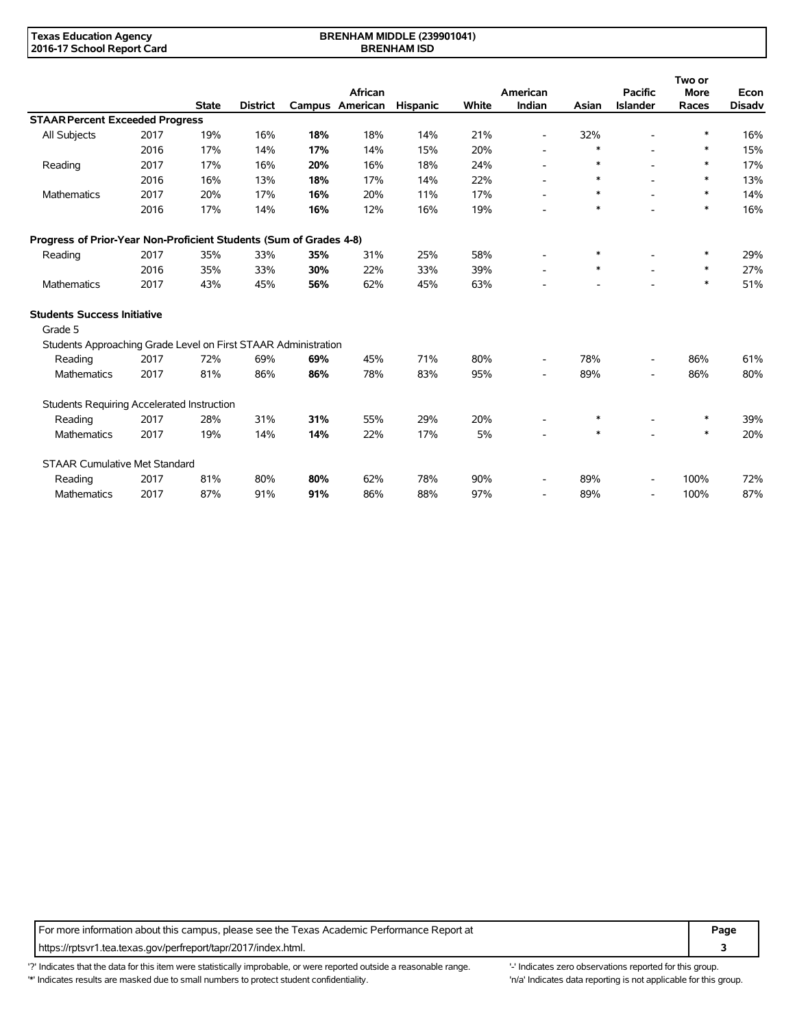| | | State | District | Campus | African American | Hispanic | White | American Indian | Asian | Pacific Islander | Two or More Races | Econ Disadv |
|---|---|---|---|---|---|---|---|---|---|---|---|---|
| **STAAR Percent Exceeded Progress** | | | | | | | | | | | | |
| All Subjects | 2017 | 19% | 16% | **18%** | 18% | 14% | 21% | - | 32% | - | * | 16% |
| | 2016 | 17% | 14% | **17%** | 14% | 15% | 20% | - | * | - | * | 15% |
| Reading | 2017 | 17% | 16% | **20%** | 16% | 18% | 24% | - | * | - | * | 17% |
| | 2016 | 16% | 13% | **18%** | 17% | 14% | 22% | - | * | - | * | 13% |
| Mathematics | 2017 | 20% | 17% | **16%** | 20% | 11% | 17% | - | * | - | * | 14% |
| | 2016 | 17% | 14% | **16%** | 12% | 16% | 19% | - | * | - | * | 16% |
| **Progress of Prior-Year Non-Proficient Students (Sum of Grades 4-8)** | | | | | | | | | | | | |
| Reading | 2017 | 35% | 33% | **35%** | 31% | 25% | 58% | - | * | - | * | 29% |
| | 2016 | 35% | 33% | **30%** | 22% | 33% | 39% | - | * | - | * | 27% |
| Mathematics | 2017 | 43% | 45% | **56%** | 62% | 45% | 63% | - | - | - | * | 51% |
| **Students Success Initiative** | | | | | | | | | | | | |
| Grade 5 | | | | | | | | | | | | |
| Students Approaching Grade Level on First STAAR Administration | | | | | | | | | | | | |
| Reading | 2017 | 72% | 69% | **69%** | 45% | 71% | 80% | - | 78% | - | 86% | 61% |
| Mathematics | 2017 | 81% | 86% | **86%** | 78% | 83% | 95% | - | 89% | - | 86% | 80% |
| Students Requiring Accelerated Instruction | | | | | | | | | | | | |
| Reading | 2017 | 28% | 31% | **31%** | 55% | 29% | 20% | - | * | - | * | 39% |
| Mathematics | 2017 | 19% | 14% | **14%** | 22% | 17% | 5% | - | * | - | * | 20% |
| STAAR Cumulative Met Standard | | | | | | | | | | | | |
| Reading | 2017 | 81% | 80% | **80%** | 62% | 78% | 90% | - | 89% | - | 100% | 72% |
| Mathematics | 2017 | 87% | 91% | **91%** | 86% | 88% | 97% | - | 89% | - | 100% | 87% |

For more information about this campus, please see the Texas Academic Performance Report at https://rptsvr1.tea.texas.gov/perfreport/tapr/2017/index.html.

'?' Indicates that the data for this item were statistically improbable, or were reported outside a reasonable range.
'*' Indicates results are masked due to small numbers to protect student confidentiality.
'-' Indicates zero observations reported for this group.
'n/a' Indicates data reporting is not applicable for this group.